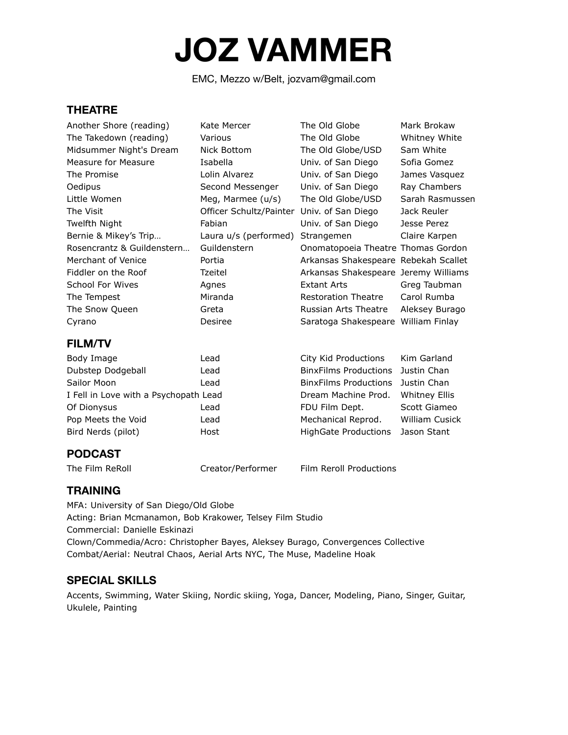# JOZ VAMMER

EMC, Mezzo w/Belt, jozvam@gmail.com

## THEATRE

| | | | |
|---|---|---|---|
| Another Shore (reading) | Kate Mercer | The Old Globe | Mark Brokaw |
| The Takedown (reading) | Various | The Old Globe | Whitney White |
| Midsummer Night's Dream | Nick Bottom | The Old Globe/USD | Sam White |
| Measure for Measure | Isabella | Univ. of San Diego | Sofia Gomez |
| The Promise | Lolin Alvarez | Univ. of San Diego | James Vasquez |
| Oedipus | Second Messenger | Univ. of San Diego | Ray Chambers |
| Little Women | Meg, Marmee (u/s) | The Old Globe/USD | Sarah Rasmussen |
| The Visit | Officer Schultz/Painter | Univ. of San Diego | Jack Reuler |
| Twelfth Night | Fabian | Univ. of San Diego | Jesse Perez |
| Bernie & Mikey's Trip… | Laura u/s (performed) | Strangemen | Claire Karpen |
| Rosencrantz & Guildenstern… | Guildenstern | Onomatopoeia Theatre | Thomas Gordon |
| Merchant of Venice | Portia | Arkansas Shakespeare | Rebekah Scallet |
| Fiddler on the Roof | Tzeitel | Arkansas Shakespeare | Jeremy Williams |
| School For Wives | Agnes | Extant Arts | Greg Taubman |
| The Tempest | Miranda | Restoration Theatre | Carol Rumba |
| The Snow Queen | Greta | Russian Arts Theatre | Aleksey Burago |
| Cyrano | Desiree | Saratoga Shakespeare | William Finlay |

## FILM/TV

| | | | |
|---|---|---|---|
| Body Image | Lead | City Kid Productions | Kim Garland |
| Dubstep Dodgeball | Lead | BinxFilms Productions | Justin Chan |
| Sailor Moon | Lead | BinxFilms Productions | Justin Chan |
| I Fell in Love with a Psychopath | Lead | Dream Machine Prod. | Whitney Ellis |
| Of Dionysus | Lead | FDU Film Dept. | Scott Giameo |
| Pop Meets the Void | Lead | Mechanical Reprod. | William Cusick |
| Bird Nerds (pilot) | Host | HighGate Productions | Jason Stant |

## PODCAST

| | | |
|---|---|---|
| The Film ReRoll | Creator/Performer | Film Reroll Productions |

## TRAINING

MFA: University of San Diego/Old Globe
Acting: Brian Mcmanamon, Bob Krakower, Telsey Film Studio
Commercial: Danielle Eskinazi
Clown/Commedia/Acro: Christopher Bayes, Aleksey Burago, Convergences Collective
Combat/Aerial: Neutral Chaos, Aerial Arts NYC, The Muse, Madeline Hoak

## SPECIAL SKILLS

Accents, Swimming, Water Skiing, Nordic skiing, Yoga, Dancer, Modeling, Piano, Singer, Guitar, Ukulele, Painting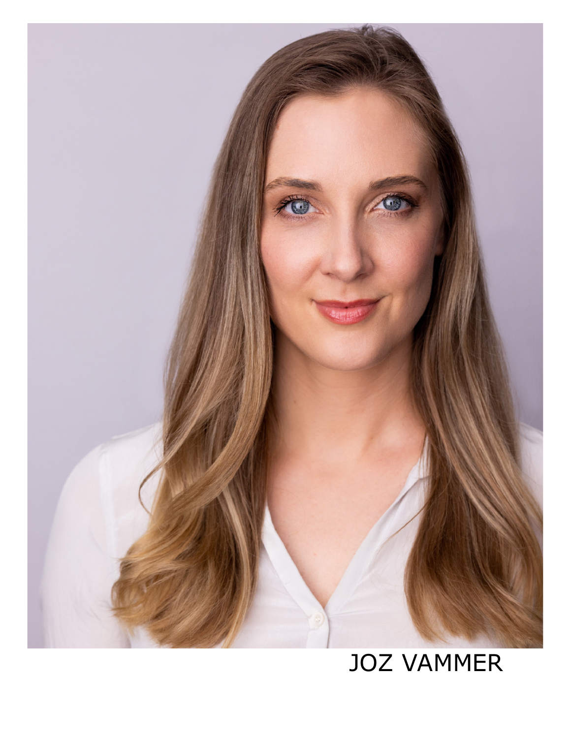JOZ VAMMER